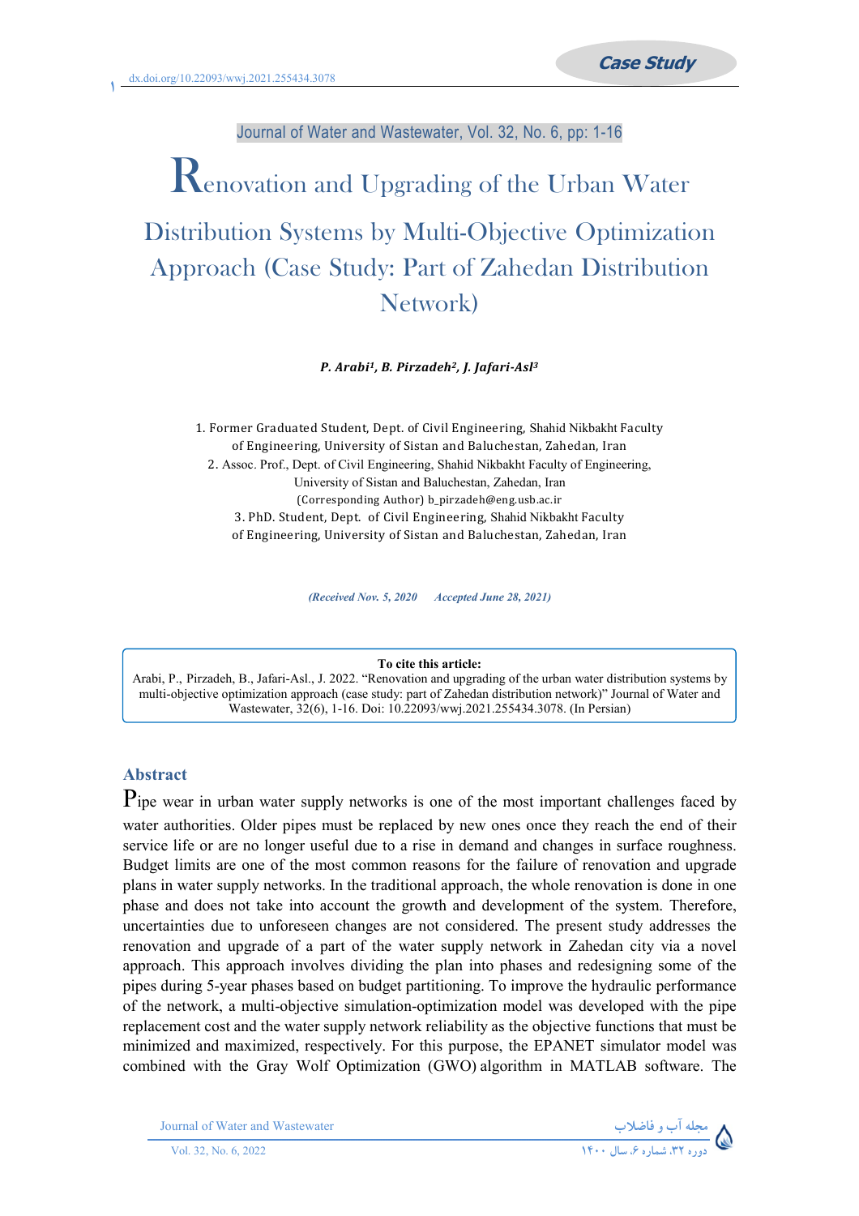Case Study

dx.doi.org/10.22093/wwj.2021.255434.3078

Journal of Water and Wastewater, Vol. 32, No. 6, pp: 1-16

# Renovation and Upgrading of the Urban Water Distribution Systems by Multi-Objective Optimization Approach (Case Study: Part of Zahedan Distribution Network)

***P. Arabi[1], B. Pirzadeh[2], J. Jafari-Asl[3]***

1. Former Graduated Student, Dept. of Civil Engineering, Shahid Nikbakht Faculty of Engineering, University of Sistan and Baluchestan, Zahedan, Iran
2. Assoc. Prof., Dept. of Civil Engineering, Shahid Nikbakht Faculty of Engineering, University of Sistan and Baluchestan, Zahedan, Iran
(Corresponding Author) b_pirzadeh@eng.usb.ac.ir
3. PhD. Student, Dept. of Civil Engineering, Shahid Nikbakht Faculty of Engineering, University of Sistan and Baluchestan, Zahedan, Iran

*(Received Nov. 5, 2020 Accepted June 28, 2021)*

**To cite this article:**
Arabi, P., Pirzadeh, B., Jafari-Asl., J. 2022. "Renovation and upgrading of the urban water distribution systems by multi-objective optimization approach (case study: part of Zahedan distribution network)" Journal of Water and Wastewater, 32(6), 1-16. Doi: 10.22093/wwj.2021.255434.3078. (In Persian)

## Abstract

Pipe wear in urban water supply networks is one of the most important challenges faced by water authorities. Older pipes must be replaced by new ones once they reach the end of their service life or are no longer useful due to a rise in demand and changes in surface roughness. Budget limits are one of the most common reasons for the failure of renovation and upgrade plans in water supply networks. In the traditional approach, the whole renovation is done in one phase and does not take into account the growth and development of the system. Therefore, uncertainties due to unforeseen changes are not considered. The present study addresses the renovation and upgrade of a part of the water supply network in Zahedan city via a novel approach. This approach involves dividing the plan into phases and redesigning some of the pipes during 5-year phases based on budget partitioning. To improve the hydraulic performance of the network, a multi-objective simulation-optimization model was developed with the pipe replacement cost and the water supply network reliability as the objective functions that must be minimized and maximized, respectively. For this purpose, the EPANET simulator model was combined with the Gray Wolf Optimization (GWO) algorithm in MATLAB software. The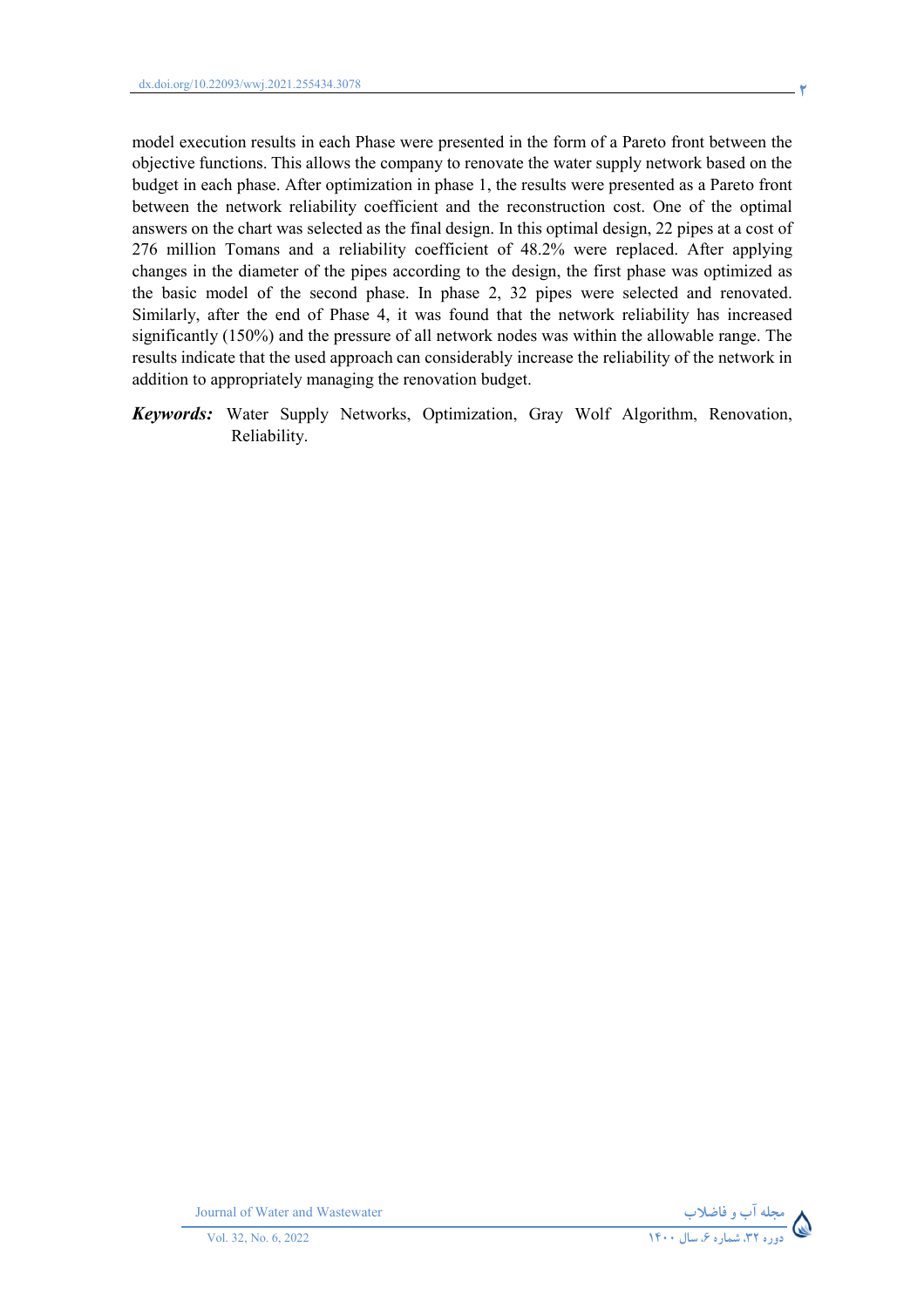model execution results in each Phase were presented in the form of a Pareto front between the objective functions. This allows the company to renovate the water supply network based on the budget in each phase. After optimization in phase 1, the results were presented as a Pareto front between the network reliability coefficient and the reconstruction cost. One of the optimal answers on the chart was selected as the final design. In this optimal design, 22 pipes at a cost of 276 million Tomans and a reliability coefficient of 48.2% were replaced. After applying changes in the diameter of the pipes according to the design, the first phase was optimized as the basic model of the second phase. In phase 2, 32 pipes were selected and renovated. Similarly, after the end of Phase 4, it was found that the network reliability has increased significantly (150%) and the pressure of all network nodes was within the allowable range. The results indicate that the used approach can considerably increase the reliability of the network in addition to appropriately managing the renovation budget.

***Keywords:*** Water Supply Networks, Optimization, Gray Wolf Algorithm, Renovation, Reliability.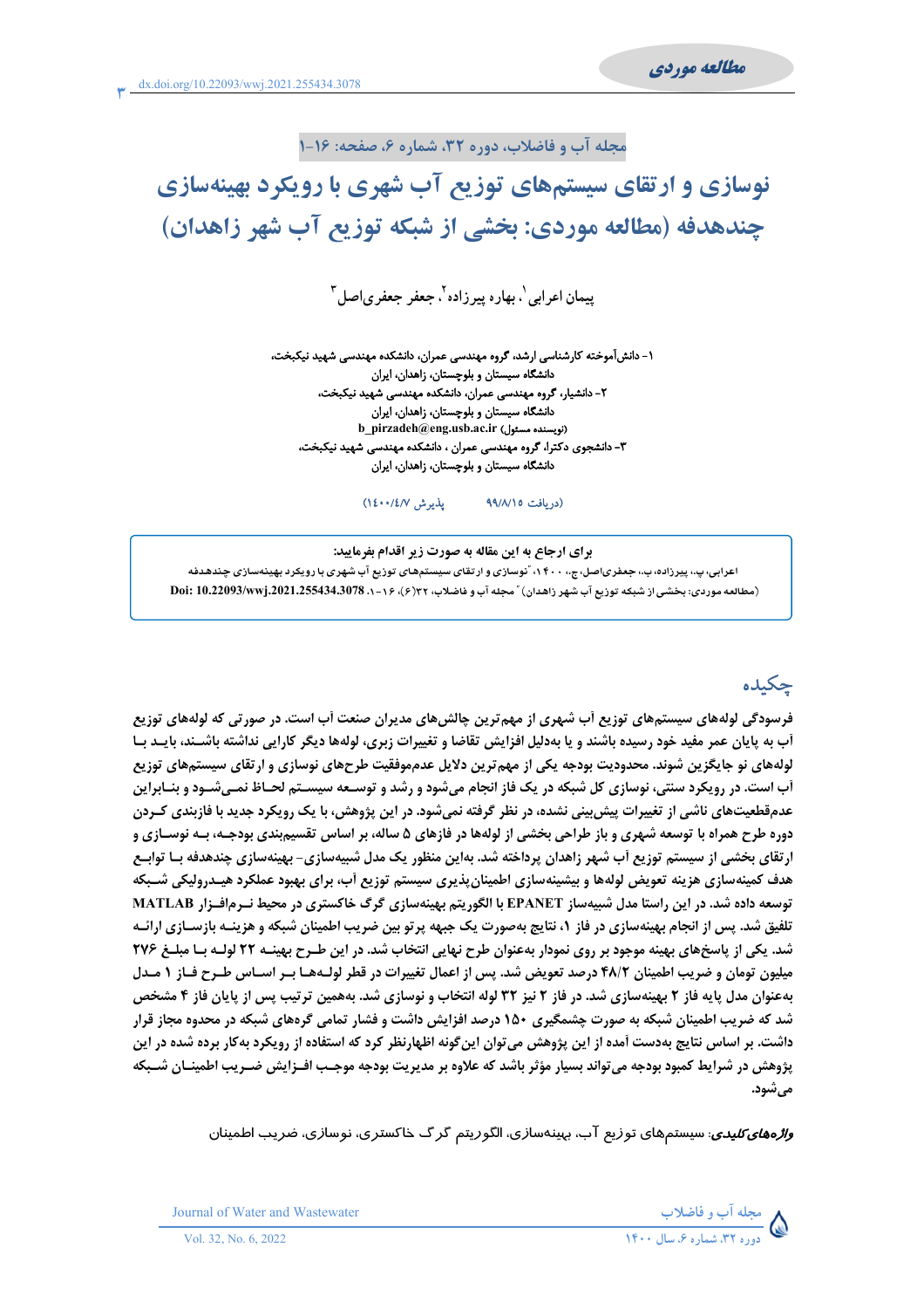مطالعه موردی

مجله آب و فاضلاب، دوره ۳۲، شماره ۶، صفحه: ۱۶-۱

# نوسازی و ارتقای سیستم‌های توزیع آب شهری با رویکرد بهینه‌سازی چندهدفه (مطالعه موردی: بخشی از شبکه توزیع آب شهر زاهدان)

پیمان اعرابی[۱]، بهاره پیرزاده[۲]، جعفر جعفری‌اصل[۳]

۱- دانش‌آموخته کارشناسی ارشد، گروه مهندسی عمران، دانشکده مهندسی شهید نیکبخت، دانشگاه سیستان و بلوچستان، زاهدان، ایران

۲- دانشیار، گروه مهندسی عمران، دانشکده مهندسی شهید نیکبخت، دانشگاه سیستان و بلوچستان، زاهدان، ایران

(نویسنده مسئول) b_pirzadeh@eng.usb.ac.ir

۳- دانشجوی دکترا، گروه مهندسی عمران ، دانشکده مهندسی شهید نیکبخت، دانشگاه سیستان و بلوچستان، زاهدان، ایران

(دریافت ۹۹/۸/۱۵ پذیرش ۱۴۰۰/۴/۷)

**برای ارجاع به این مقاله به صورت زیر اقدام بفرمایید:**

اعرابی، پ.، پیرزاده، ب.، جعفری‌اصل، ج.، ۱۴۰۰، "نوسازی و ارتقای سیستم‌های توزیع آب شهری با رویکرد بهینه‌سازی چندهدفه (مطالعه موردی: بخشی از شبکه توزیع آب شهر زاهدان)" مجله آب و فاضلاب، ۳۲(۶)، ۱۶-۱. **Doi: 10.22093/wwj.2021.255434.3078**

## چکیده

**فرسودگی لوله‌های سیستم‌های توزیع آب شهری از مهم‌ترین چالش‌های مدیران صنعت آب است. در صورتی که لوله‌های توزیع آب به پایان عمر مفید خود رسیده باشند و یا به‌دلیل افزایش تقاضا و تغییرات زبری، لوله‌ها دیگر کارایی نداشته باشند، باید با لوله‌های نو جایگزین شوند. محدودیت بودجه یکی از مهم‌ترین دلایل عدم‌موفقیت طرح‌های نوسازی و ارتقای سیستم‌های توزیع آب است. در رویکرد سنتی، نوسازی کل شبکه در یک فاز انجام می‌شود و رشد و توسعه سیستم لحاظ نمی‌شود و بنابراین عدم‌قطعیت‌های ناشی از تغییرات پیش‌بینی نشده، در نظر گرفته نمی‌شود. در این پژوهش، با یک رویکرد جدید با فازبندی کردن دوره طرح همراه با توسعه شهری و باز طراحی بخشی از لوله‌ها در فازهای ۵ ساله، بر اساس تقسیم‌بندی بودجه، به نوسازی و ارتقای بخشی از سیستم توزیع آب شهر زاهدان پرداخته شد. بدین منظور یک مدل شبیه‌سازی- بهینه‌سازی چندهدفه با توابع هدف کمینه‌سازی هزینه تعویض لوله‌ها و بیشینه‌سازی اطمینان‌پذیری سیستم توزیع آب، برای بهبود عملکرد هیدرولیکی شبکه توسعه داده شد. در این راستا مدل شبیه‌ساز EPANET با الگوریتم بهینه‌سازی گرگ خاکستری در محیط نرم‌افزار MATLAB تلفیق شد. پس از انجام بهینه‌سازی در فاز ۱، نتایج به‌صورت یک جبهه پرتو بین ضریب اطمینان شبکه و هزینه بازسازی ارائه شد. یکی از پاسخ‌های بهینه موجود بر روی نمودار به‌عنوان طرح نهایی انتخاب شد. در این طرح بهینه ۲۲ لوله با مبلغ ۲۷۶ میلیون تومان و ضریب اطمینان ۴۸/۲ درصد تعویض شد. پس از اعمال تغییرات در قطر لوله‌ها بر اساس طرح فاز ۱ مدل به‌عنوان مدل پایه فاز ۲ بهینه‌سازی شد. در فاز ۲ نیز ۳۲ لوله انتخاب و نوسازی شد. به‌همین ترتیب پس از پایان فاز ۴ مشخص شد که ضریب اطمینان شبکه به صورت چشمگیری ۱۵۰ درصد افزایش داشت و فشار تمامی گره‌های شبکه در محدوده مجاز قرار داشت. بر اساس نتایج به‌دست آمده از این پژوهش می‌توان این‌گونه اظهارنظر کرد که استفاده از رویکرد به‌کار برده شده در این پژوهش در شرایط کمبود بودجه می‌تواند بسیار مؤثر باشد که علاوه بر مدیریت بودجه موجب افزایش ضریب اطمینان شبکه می‌شود.**

***واژه‌های کلیدی:*** سیستم‌های توزیع آب، بهینه‌سازی، الگوریتم گرگ خاکستری، نوسازی، ضریب اطمینان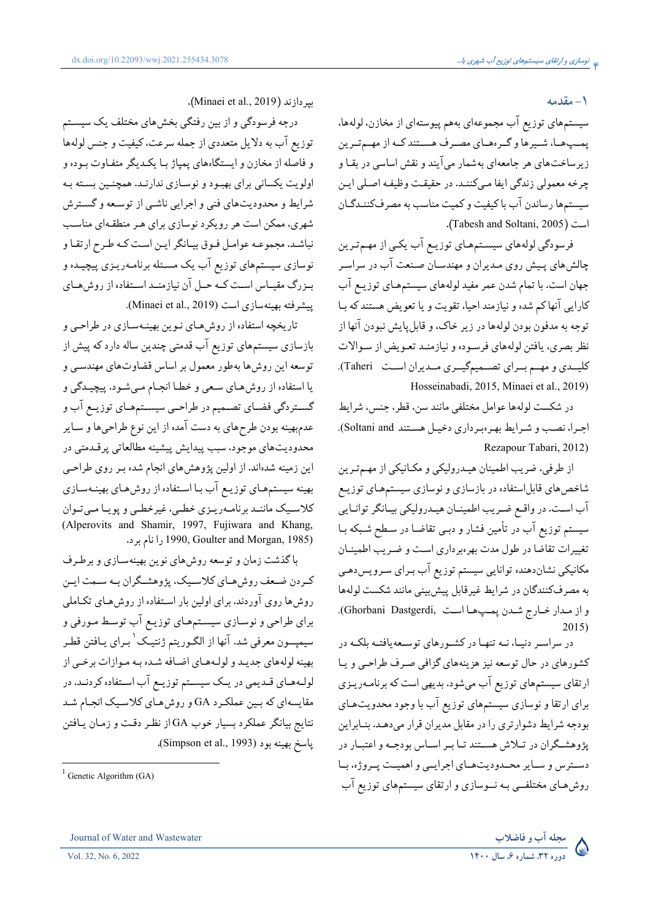## ۱- مقدمه

سیستم‌های توزیع آب مجموعه‌ای به‌هم پیوسته‌ای از مخازن، لوله‌ها، پمپ‌ها، شیرها و گره‌های مصرف هستند که از مهم‌ترین زیرساخت‌های هر جامعه‌ای به‌شمار می‌آیند و نقش اساسی در بقا و چرخه معمولی زندگی ایفا می‌کنند. در حقیقت وظیفه اصلی این سیستم‌ها رساندن آب با کیفیت و کمیت مناسب به مصرف‌کنندگان است (Tabesh and Soltani, 2005).

فرسودگی لوله‌های سیستم‌های توزیع آب یکی از مهم‌ترین چالش‌های پیش روی مدیران و مهندسان صنعت آب در سراسر جهان است. با تمام شدن عمر مفید لوله‌های سیستم‌های توزیع آب کارایی آنها کم شده و نیازمند احیا، تقویت و یا تعویض هستند که با توجه به مدفون بودن لوله‌ها در زیر خاک، و قابل‌پایش نبودن آنها از نظر بصری، یافتن لوله‌های فرسوده و نیازمند تعویض از سوالات کلیدی و مهم برای تصمیم‌گیری مدیران است (Taheri Hosseinabadi, 2015, Minaei et al., 2019).

در شکست لوله‌ها عوامل مختلفی مانند سن، قطر، جنس، شرایط اجرا، نصب و شرایط بهره‌برداری دخیل هستند (Soltani and Rezapour Tabari, 2012).

از طرفی، ضریب اطمینان هیدرولیکی و مکانیکی از مهم‌ترین شاخص‌های قابل‌استفاده در بازسازی و نوسازی سیستم‌های توزیع آب است. در واقع ضریب اطمینان هیدرولیکی بیانگر توانایی سیستم توزیع آب در تأمین فشار و دبی تقاضا در سطح شبکه با تغییرات تقاضا در طول مدت بهره‌برداری است و ضریب اطمینان مکانیکی نشان‌دهنده توانایی سیستم توزیع آب برای سرویس‌دهی به مصرف‌کنندگان در شرایط غیرقابل پیش‌بینی مانند شکست لوله‌ها و از مدار خارج شدن پمپ‌ها است (Ghorbani Dastgerdi, 2015).

در سراسر دنیا، نه تنها در کشورهای توسعه‌یافته بلکه در کشورهای در حال توسعه نیز هزینه‌های گزافی صرف طراحی و یا ارتقای سیستم‌های توزیع آب می‌شود. بدیهی است که برنامه‌ریزی برای ارتقا و نوسازی سیستم‌های توزیع آب با وجود محدودیت‌های بودجه شرایط دشوارتری را در مقابل مدیران قرار می‌دهد. بنابراین پژوهشگران در تلاش هستند تا بر اساس بودجه و اعتبار در دسترس و سایر محدودیت‌های اجرایی و اهمیت پروژه، با روش‌های مختلفی به نوسازی و ارتقای سیستم‌های توزیع آب بپردازند (Minaei et al., 2019).

درجه فرسودگی و از بین رفتگی بخش‌های مختلف یک سیستم توزیع آب به دلایل متعددی از جمله سرعت، کیفیت و جنس لوله‌ها و فاصله از مخازن و ایستگاه‌های پمپاژ با یکدیگر متفاوت بوده و اولویت یکسانی برای بهبود و نوسازی ندارند. همچنین بسته به شرایط و محدودیت‌های فنی و اجرایی ناشی از توسعه و گسترش شهری، ممکن است هر رویکرد نوسازی برای هر منطقه‌ای مناسب نباشد. مجموعه عوامل فوق بیانگر این است که طرح ارتقا و نوسازی سیستم‌های توزیع آب یک مسئله برنامه‌ریزی پیچیده و بزرگ مقیاس است که حل آن نیازمند استفاده از روش‌های پیشرفته بهینه‌سازی است (Minaei et al., 2019).

تاریخچه استفاده از روش‌های نوین بهینه‌سازی در طراحی و بازسازی سیستم‌های توزیع آب قدمتی چندین ساله دارد که پیش از توسعه این روش‌ها به‌طور معمول بر اساس قضاوت‌های مهندسی و یا استفاده از روش‌های سعی و خطا انجام می‌شود. پیچیدگی و گستردگی فضای تصمیم در طراحی سیستم‌های توزیع آب و عدم‌بهینه بودن طرح‌های به دست آمده از این نوع طراحی‌ها و سایر محدودیت‌های موجود، سبب پیدایش پیشینه مطالعاتی پرقدمتی در این زمینه شده‌اند. از اولین پژوهش‌های انجام شده بر روی طراحی بهینه سیستم‌های توزیع آب با استفاده از روش‌های بهینه‌سازی کلاسیک مانند برنامه‌ریزی خطی، غیرخطی و پویا می‌توان (Alperovits and Shamir, 1997, Fujiwara and Khang, 1990, Goulter and Morgan, 1985) را نام برد.

با گذشت زمان و توسعه روش‌های نوین بهینه‌سازی و برطرف کردن ضعف روش‌های کلاسیک، پژوهشگران به سمت این روش‌ها روی آوردند. برای اولین بار استفاده از روش‌های تکاملی برای طراحی و نوسازی سیستم‌های توزیع آب توسط مورفی و سیمپسون معرفی شد. آنها از الگوریتم ژنتیک[1] برای یافتن قطر بهینه لوله‌های جدید و لوله‌های اضافه شده به موازات برخی از لوله‌های قدیمی در یک سیستم توزیع آب استفاده کردند. در مقایسه‌ای که بین عملکرد GA و روش‌های کلاسیک انجام شد نتایج بیانگر عملکرد بسیار خوب GA از نظر دقت و زمان یافتن پاسخ بهینه بود (Simpson et al., 1993).

---

[1] Genetic Algorithm (GA)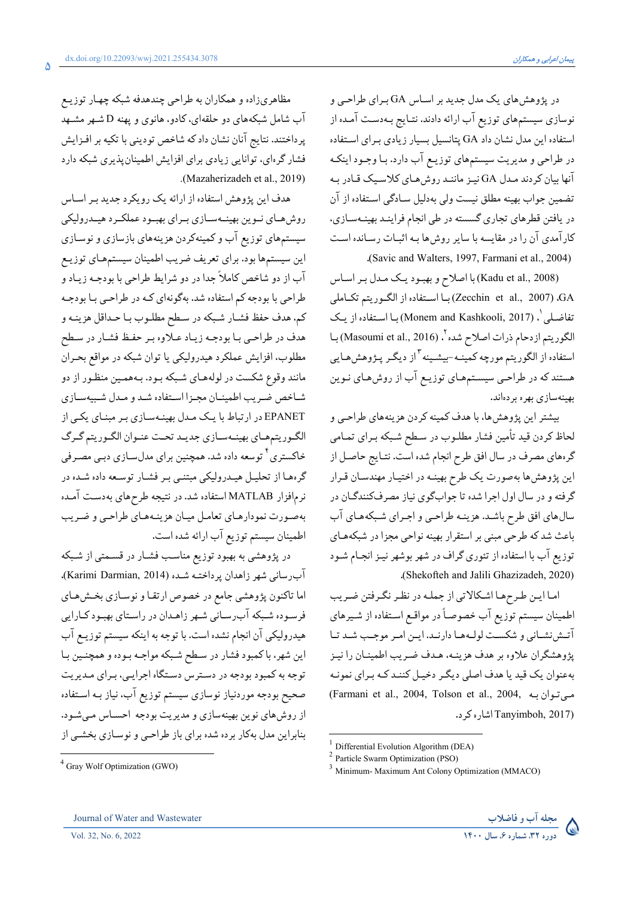در پژوهش‌های یک مدل جدید بر اساس GA برای طراحی و نوسازی سیستم‌های توزیع آب ارائه دادند. نتایج به‌دست آمده از استفاده این مدل نشان داد GA پتانسیل بسیار زیادی برای استفاده در طراحی و مدیریت سیستم‌های توزیع آب دارد. با وجود اینکه آنها بیان کردند مدل GA نیز مانند روش‌های کلاسیک قادر به تضمین جواب بهینه مطلق نیست ولی به‌دلیل سادگی استفاده از آن در یافتن قطرهای تجاری گسسته در طی انجام فرایند بهینه‌سازی، کارآمدی آن را در مقایسه با سایر روش‌ها به اثبات رسانده است (Savic and Walters, 1997, Farmani et al., 2004).

(Kadu et al., 2008) با اصلاح و بهبود یک مدل بر اساس GA، (Zecchin et al., 2007) با استفاده از الگوریتم تکاملی تفاضلی[1]، (Monem and Kashkooli, 2017) با استفاده از یک الگوریتم ازدحام ذرات اصلاح شده[2]، (Masoumi et al., 2016) با استفاده از الگوریتم مورچه کمینه-بیشینه[3] از دیگر پژوهش‌هایی هستند که در طراحی سیستم‌های توزیع آب از روش‌های نوین بهینه‌سازی بهره برده‌اند.

بیشتر این پژوهش‌ها، با هدف کمینه کردن هزینه‌های طراحی و لحاظ کردن قید تأمین فشار مطلوب در سطح شبکه برای تمامی گره‌های مصرف در سال افق طرح انجام شده است. نتایج حاصل از این پژوهش‌ها به‌صورت یک طرح بهینه در اختیار مهندسان قرار گرفته و در سال اول اجرا شده تا جوابگوی نیاز مصرف‌کنندگان در سال‌های افق طرح باشد. هزینه طراحی و اجرای شبکه‌های آب باعث شد که طرحی مبنی بر استقرار بهینه نواحی مجزا در شبکه‌های توزیع آب با استفاده از تئوری گراف در شهر بوشهر نیز انجام شود (Shekofteh and Jalili Ghazizadeh, 2020).

اما این طرح‌ها اشکالاتی از جمله در نظر نگرفتن ضریب اطمینان سیستم توزیع آب خصوصاً در مواقع استفاده از شیرهای آتش‌نشانی و شکست لوله‌ها دارند. این امر موجب شد تا پژوهشگران علاوه بر هدف هزینه، هدف ضریب اطمینان را نیز به‌عنوان یک قید یا هدف اصلی دیگر دخیل کنند که برای نمونه می‌توان به (Farmani et al., 2004, Tolson et al., 2004, Tanyimboh, 2017) اشاره کرد.

مظاهری‌زاده و همکاران به طراحی چندهدفه شبکه چهار توزیع آب شامل شبکه‌های دو حلقه‌ای، کادو، هانوی و پهنه D شهر مشهد پرداختند. نتایج آنان نشان داد که شاخص تودینی با تکیه بر افزایش فشار گره‌ای، توانایی زیادی برای افزایش اطمینان‌پذیری شبکه دارد (Mazaherizadeh et al., 2019).

هدف این پژوهش استفاده از ارائه یک رویکرد جدید بر اساس روش‌های نوین بهینه‌سازی برای بهبود عملکرد هیدرولیکی سیستم‌های توزیع آب و کمینه‌کردن هزینه‌های بازسازی و نوسازی این سیستم‌ها بود. برای تعریف ضریب اطمینان سیستم‌های توزیع آب از دو شاخص کاملاً جدا در دو شرایط طراحی با بودجه زیاد و طراحی با بودجه کم استفاده شد. به‌گونه‌ای که در طراحی با بودجه کم، هدف حفظ فشار شبکه در سطح مطلوب با حداقل هزینه و هدف در طراحی با بودجه زیاد علاوه بر حفظ فشار در سطح مطلوب، افزایش عملکرد هیدرولیکی یا توان شبکه در مواقع بحران مانند وقوع شکست در لوله‌های شبکه بود. به‌همین منظور از دو شاخص ضریب اطمینان مجزا استفاده شد و مدل شبیه‌سازی EPANET در ارتباط با یک مدل بهینه‌سازی بر مبنای یکی از الگوریتم‌های بهینه‌سازی جدید تحت عنوان الگوریتم گرگ خاکستری[4] توسعه داده شد. همچنین برای مدل‌سازی دبی مصرفی گره‌ها از تحلیل هیدرولیکی مبتنی بر فشار توسعه داده شده در نرم‌افزار MATLAB استفاده شد. در نتیجه طرح‌های به‌دست آمده به‌صورت نمودارهای تعامل میان هزینه‌های طراحی و ضریب اطمینان سیستم توزیع آب ارائه شده است.

در پژوهشی به بهبود توزیع مناسب فشار در قسمتی از شبکه آب‌رسانی شهر زاهدان پرداخته شده (Karimi Darmian, 2014)، اما تاکنون پژوهشی جامع در خصوص ارتقا و نوسازی بخش‌های فرسوده شبکه آب‌رسانی شهر زاهدان در راستای بهبود کارایی هیدرولیکی آن انجام نشده است. با توجه به اینکه سیستم توزیع آب این شهر، با کمبود فشار در سطح شبکه مواجه بوده و همچنین با توجه به کمبود بودجه در دسترس دستگاه اجرایی، برای مدیریت صحیح بودجه موردنیاز نوسازی سیستم توزیع آب، نیاز به استفاده از روش‌های نوین بهینه‌سازی و مدیریت بودجه احساس می‌شود. بنابراین مدل به‌کار برده شده برای باز طراحی و نوسازی بخشی از

---

[1] Differential Evolution Algorithm (DEA)

[2] Particle Swarm Optimization (PSO)

[3] Minimum- Maximum Ant Colony Optimization (MMACO)

[4] Gray Wolf Optimization (GWO)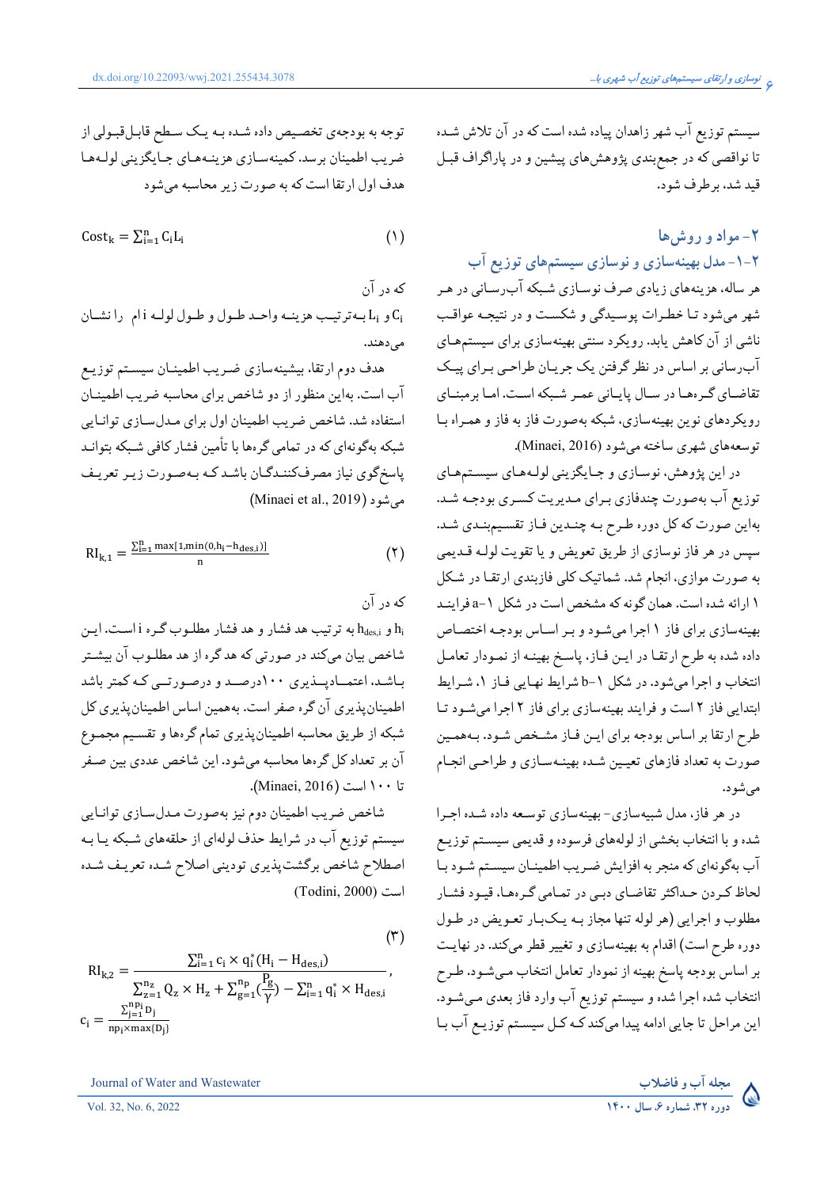سیستم توزیع آب شهر زاهدان پیاده شده است که در آن تلاش شده تا نواقصی که در جمع‌بندی پژوهش‌های پیشین و در پاراگراف قبل قید شد، برطرف شود.

## ۲- مواد و روش‌ها

### ۲-۱- مدل بهینه‌سازی و نوسازی سیستم‌های توزیع آب

هر ساله، هزینه‌های زیادی صرف نوسازی شبکه آب‌رسانی در هر شهر می‌شود تا خطرات پوسیدگی و شکست و در نتیجه عواقب ناشی از آن کاهش یابد. رویکرد سنتی بهینه‌سازی برای سیستم‌های آب‌رسانی بر اساس در نظر گرفتن یک جریان طراحی برای پیک تقاضای گره‌ها در سال پایانی عمر شبکه است. اما برمبنای رویکردهای نوین بهینه‌سازی، شبکه به‌صورت فاز به فاز و همراه با توسعه‌های شهری ساخته می‌شود (Minaei, 2016).

در این پژوهش، نوسازی و جایگزینی لوله‌های سیستم‌های توزیع آب به‌صورت چندفازی برای مدیریت کسری بودجه شد. به‌این صورت که کل دوره طرح به چندین فاز تقسیم‌بندی شد. سپس در هر فاز نوسازی از طریق تعویض و یا تقویت لوله قدیمی به صورت موازی، انجام شد. شماتیک کلی فازبندی ارتقا در شکل ۱ ارائه شده است. همان گونه که مشخص است در شکل ۱-a فرایند بهینه‌سازی برای فاز ۱ اجرا می‌شود و بر اساس بودجه اختصاص داده شده به طرح ارتقا در این فاز، پاسخ بهینه از نمودار تعامل انتخاب و اجرا می‌شود. در شکل ۱-b شرایط نهایی فاز ۱، شرایط ابتدایی فاز ۲ است و فرایند بهینه‌سازی برای فاز ۲ اجرا می‌شود تا طرح ارتقا بر اساس بودجه برای این فاز مشخص شود. به‌همین صورت به تعداد فازهای تعیین شده بهینه‌سازی و طراحی انجام می‌شود.

در هر فاز، مدل شبیه‌سازی- بهینه‌سازی توسعه داده شده اجرا شده و با انتخاب بخشی از لوله‌های فرسوده و قدیمی سیستم توزیع آب بگونه‌ای که منجر به افزایش ضریب اطمینان سیستم شود با لحاظ کردن حداکثر تقاضای دبی در تمامی گره‌ها، قیود فشار مطلوب و اجرایی (هر لوله تنها مجاز به یک‌بار تعویض در طول دوره طرح است) اقدام به بهینه‌سازی و تغییر قطر می‌کند. در نهایت بر اساس بودجه پاسخ بهینه از نمودار تعامل انتخاب می‌شود. طرح انتخاب شده اجرا شده و سیستم توزیع آب وارد فاز بعدی می‌شود. این مراحل تا جایی ادامه پیدا می‌کند که کل سیستم توزیع آب با توجه به بودجه‌ی تخصیص داده شده به یک سطح قابل‌قبولی از ضریب اطمینان برسد. کمینه‌سازی هزینه‌های جایگزینی لوله‌ها هدف اول ارتقا است که به صورت زیر محاسبه می‌شود

$$\mathrm{Cost}_k = \sum_{i=1}^{n} C_i L_i \qquad (1)$$

که در آن

$C_i$ و $L_i$ به‌ترتیب هزینه واحد طول و طول لوله i ام را نشان می‌دهند.

هدف دوم ارتقا، بیشینه‌سازی ضریب اطمینان سیستم توزیع آب است. به‌این منظور از دو شاخص برای محاسبه ضریب اطمینان استفاده شد. شاخص ضریب اطمینان اول برای مدل‌سازی توانایی شبکه بگونه‌ای که در تمامی گره‌ها با تأمین فشار کافی شبکه بتواند پاسخ‌گوی نیاز مصرف‌کنندگان باشد که به‌صورت زیر تعریف می‌شود (Minaei et al., 2019)

$$\mathrm{RI}_{k,1} = \frac{\sum_{i=1}^{n} \max[1, \min(0, h_i - h_{des,i})]}{n} \qquad (2)$$

که در آن

$h_i$ و $h_{des,i}$ به ترتیب هد فشار و هد فشار مطلوب گره i است. این شاخص بیان می‌کند در صورتی که هد گره از هد مطلوب آن بیشتر باشد، اعتمادپذیری ۱۰۰درصد و درصورتی که کمتر باشد اطمینان‌پذیری آن گره صفر است. به‌همین اساس اطمینان‌پذیری کل شبکه از طریق محاسبه اطمینان‌پذیری تمام گره‌ها و تقسیم مجموع آن بر تعداد کل گره‌ها محاسبه می‌شود. این شاخص عددی بین صفر تا ۱۰۰ است (Minaei, 2016).

شاخص ضریب اطمینان دوم نیز به‌صورت مدل‌سازی توانایی سیستم توزیع آب در شرایط حذف لوله‌ای از حلقه‌های شبکه یا به اصطلاح شاخص برگشت‌پذیری تودینی اصلاح شده تعریف شده است (Todini, 2000)

$$\mathrm{RI}_{k,2} = \frac{\sum_{i=1}^{n} c_i \times q_i^*(H_i - H_{des,i})}{\sum_{z=1}^{n_z} Q_z \times H_z + \sum_{g=1}^{n_p}\left(\frac{P_g}{\gamma}\right) - \sum_{i=1}^{n} q_i^* \times H_{des,i}}, \quad c_i = \frac{\sum_{j=1}^{np_i} D_j}{np_i \times \max\{D_j\}} \qquad (3)$$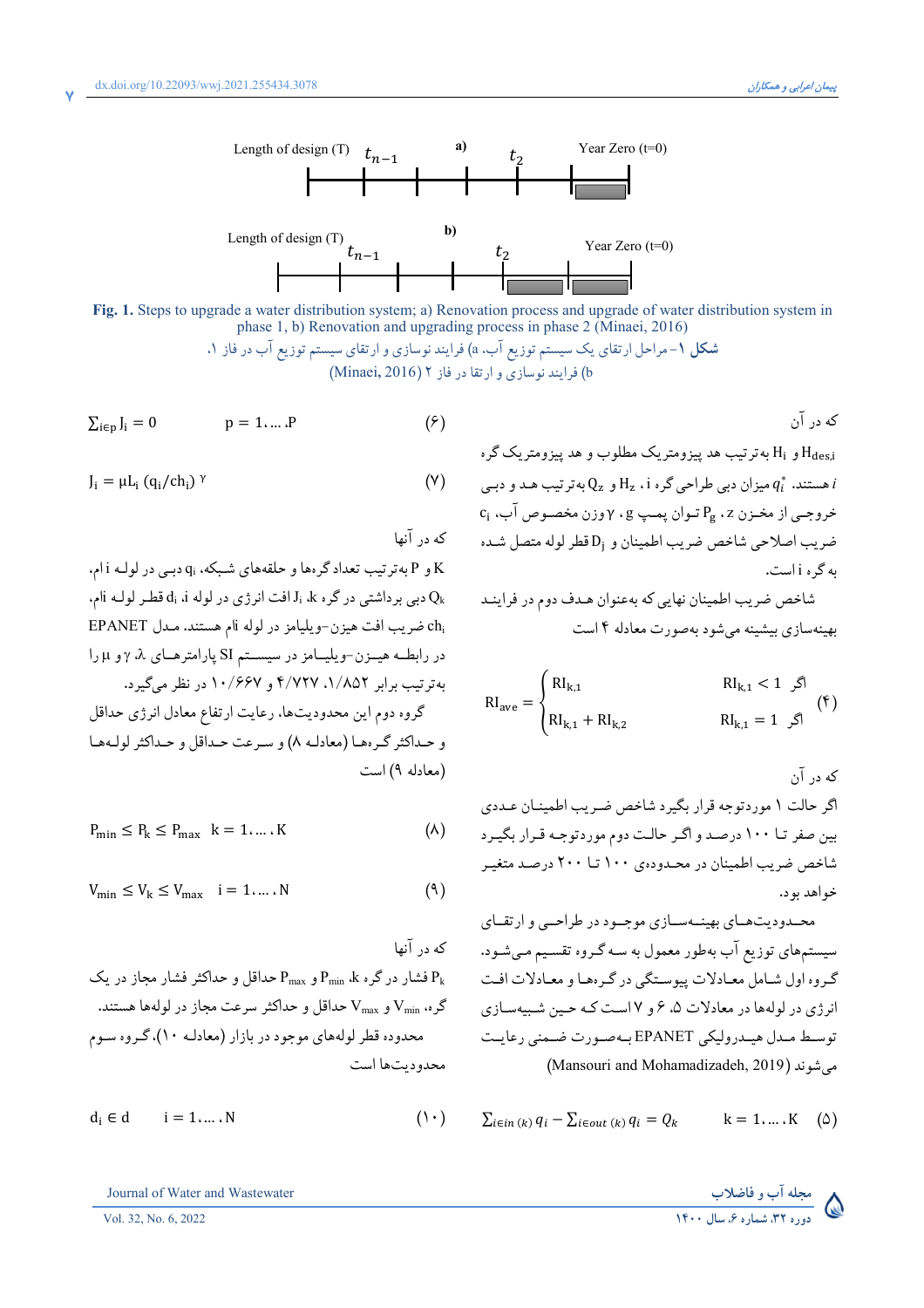Fig. 1. Steps to upgrade a water distribution system; a) Renovation process and upgrade of water distribution system in phase 1, b) Renovation and upgrading process in phase 2 (Minaei, 2016)

شکل ۱- مراحل ارتقای یک سیستم توزیع آب، a) فرایند نوسازی و ارتقای سیستم توزیع آب در فاز ۱، b) فرایند نوسازی و ارتقا در فاز ۲ (Minaei, 2016)

که در آن

$H_i$ و $H_{des,i}$ به‌ترتیب هد پیزومتریک مطلوب و هد پیزومتریک گره i هستند. $q_i^*$ میزان دبی طراحی گره i، $H_z$ و $Q_z$ به‌ترتیب هد و دبی خروجی از مخزن z، $P_g$ توان پمپ g، $\gamma$ وزن مخصوص آب، $c_i$ ضریب اصلاحی شاخص ضریب اطمینان و $D_j$ قطر لوله متصل شده به گره i است.

شاخص ضریب اطمینان نهایی که به‌عنوان هدف دوم در فرایند بهینه‌سازی بیشینه می‌شود به‌صورت معادله ۴ است

$$RI_{ave} = \begin{cases} RI_{k,1} & \text{اگر } RI_{k,1} < 1 \\ RI_{k,1} + RI_{k,2} & \text{اگر } RI_{k,1} = 1 \end{cases} \quad (۴)$$

که در آن

اگر حالت ۱ موردتوجه قرار بگیرد شاخص ضریب اطمینان عددی بین صفر تا ۱۰۰ درصد و اگر حالت دوم موردتوجه قرار بگیرد شاخص ضریب اطمینان در محدوده‌ی ۱۰۰ تا ۲۰۰ درصد متغیر خواهد بود.

محدودیت‌های بهینه‌سازی موجود در طراحی و ارتقای سیستم‌های توزیع آب به‌طور معمول به سه گروه تقسیم می‌شود. گروه اول شامل معادلات پیوستگی در گره‌ها و معادلات افت انرژی در لوله‌ها در معادلات ۵، ۶ و ۷ است که حین شبیه‌سازی توسط مدل هیدرولیکی EPANET به‌صورت ضمنی رعایت می‌شوند (Mansouri and Mohamadizadeh, 2019)

$$\sum_{i\in in\,(k)} q_i - \sum_{i\in out\,(k)} q_i = Q_k \qquad k = 1, \dots, K \quad (۵)$$

$$\sum_{i\in p} J_i = 0 \qquad p = 1, \dots, P \quad (۶)$$

$$J_i = \mu L_i \left(q_i / ch_i\right)^{\gamma} \quad (۷)$$

که در آنها

K و P به‌ترتیب تعداد گره‌ها و حلقه‌های شبکه، $q_i$ دبی در لوله iام، $Q_k$ دبی برداشتی در گره k، $J_i$ افت انرژی در لوله i، $d_i$ قطر لوله iام، $ch_i$ ضریب افت هیزن-ویلیامز در لوله iام هستند. مدل EPANET در رابطه هیزن-ویلیامز در سیستم SI پارامترهای $\lambda$، $\gamma$ و $\mu$ را به‌ترتیب برابر ۱/۸۵۲، ۴/۷۲۷ و ۱۰/۶۶۷ در نظر می‌گیرد.

گروه دوم این محدودیت‌ها، رعایت ارتفاع معادل انرژی حداقل و حداکثر گره‌ها (معادله ۸) و سرعت حداقل و حداکثر لوله‌ها (معادله ۹) است

$$P_{min} \le P_k \le P_{max} \quad k = 1, \dots, K \quad (۸)$$

$$V_{min} \le V_k \le V_{max} \quad i = 1, \dots, N \quad (۹)$$

که در آنها

$P_k$ فشار در گره k، $P_{min}$ و $P_{max}$ حداقل و حداکثر فشار مجاز در یک گره، $V_{min}$ و $V_{max}$ حداقل و حداکثر سرعت مجاز در لوله‌ها هستند. محدوده قطر لوله‌های موجود در بازار (معادله ۱۰)، گروه سوم محدودیت‌ها است

$$d_i \in d \qquad i = 1, \dots, N \quad (۱۰)$$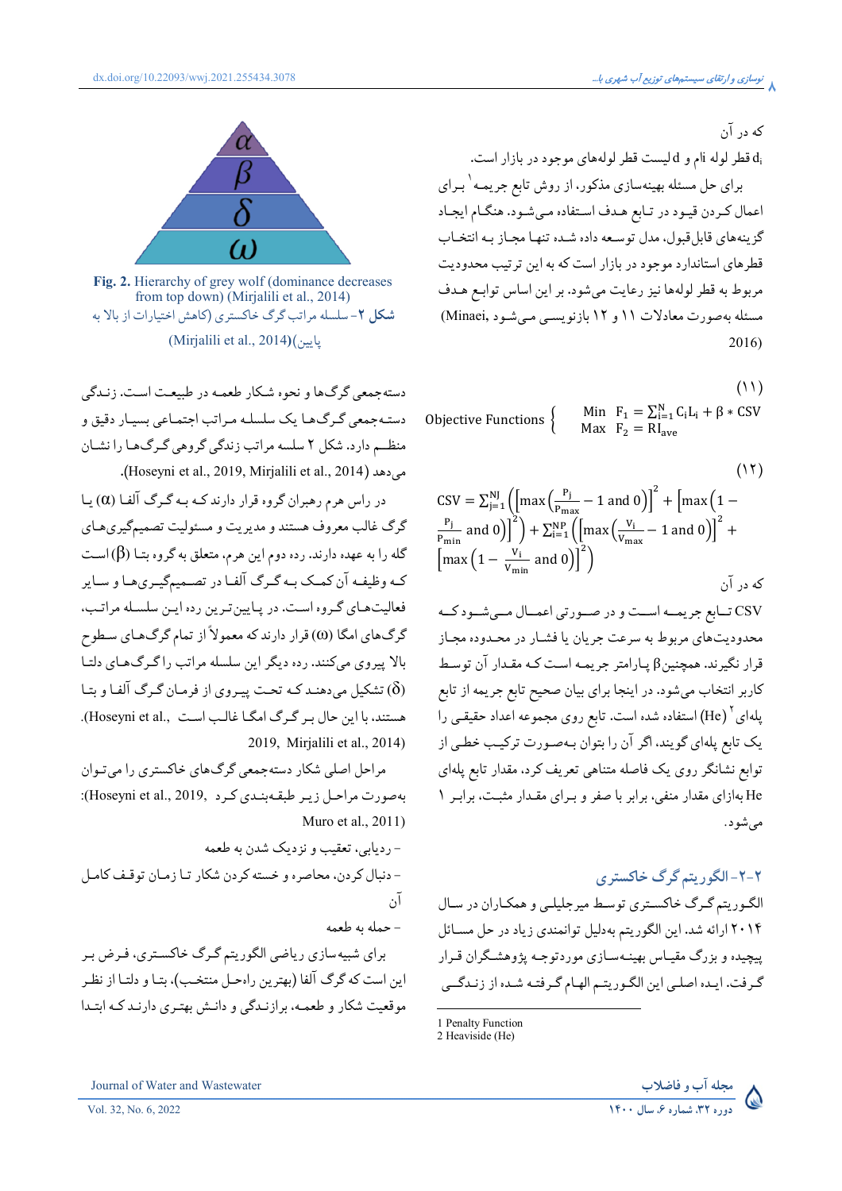که در آن

$d_i$ قطر لوله اام و d لیست قطر لوله‌های موجود در بازار است.

برای حل مسئله بهینه‌سازی مذکور، از روش تابع جریمه[1] برای اعمال کردن قیود در تابع هدف استفاده می‌شود. هنگام ایجاد گزینه‌های قابل‌قبول، مدل توسعه داده شده تنها مجاز به انتخاب قطرهای استاندارد موجود در بازار است که به این ترتیب محدودیت مربوط به قطر لوله‌ها نیز رعایت می‌شود. بر این اساس توابع هدف مسئله به‌صورت معادلات ۱۱ و ۱۲ بازنویسی می‌شود (Minaei, 2016)

(۱۱)

$$\text{Objective Functions}\left\{\begin{array}{l}\text{Min}\ \ F_1 = \sum_{i=1}^{N} C_i L_i + \beta * CSV \\ \text{Max}\ \ F_2 = RI_{ave}\end{array}\right.$$

(۱۲)

$$CSV = \sum_{j=1}^{NJ}\left(\left[\max\left(\frac{P_j}{P_{max}} - 1 \text{ and } 0\right)\right]^2 + \left[\max\left(1 - \frac{P_j}{P_{min}} \text{ and } 0\right)\right]^2\right) + \sum_{i=1}^{NP}\left(\left[\max\left(\frac{V_i}{V_{max}} - 1 \text{ and } 0\right)\right]^2 + \left[\max\left(1 - \frac{V_i}{V_{min}} \text{ and } 0\right)\right]^2\right)$$

که در آن

CSV تابع جریمه است و در صورتی اعمال می‌شود که محدودیت‌های مربوط به سرعت جریان یا فشار در محدوده مجاز قرار نگیرند. همچنین β پارامتر جریمه است که مقدار آن توسط کاربر انتخاب می‌شود. در اینجا برای بیان صحیح تابع جریمه از تابع پله‌ای (He)[2] استفاده شده است. تابع روی مجموعه اعداد حقیقی را یک تابع پله‌ای گویند، اگر آن را بتوان به‌صورت ترکیب خطی از توابع نشانگر روی یک فاصله متناهی تعریف کرد. مقدار تابع پله‌ای He به‌ازای مقدار منفی، برابر با صفر و برای مقدار مثبت، برابر ۱ می‌شود.

## ۲-۲- الگوریتم گرگ خاکستری

الگوریتم گرگ خاکستری توسط میرجلیلی و همکاران در سال ۲۰۱۴ ارائه شد. این الگوریتم به‌دلیل توانمندی زیاد در حل مسائل پیچیده و بزرگ مقیاس بهینه‌سازی موردتوجه پژوهشگران قرار گرفت. ایده اصلی این الگوریتم الهام گرفته شده از زندگی

[1] Penalty Function
[2] Heaviside (He)

Fig. 2. Hierarchy of grey wolf (dominance decreases from top down) (Mirjalili et al., 2014)

شکل ۲- سلسله مراتب گرگ خاکستری (کاهش اختیارات از بالا به پایین)(Mirjalili et al., 2014)

دسته‌جمعی گرگ‌ها و نحوه شکار طعمه در طبیعت است. زندگی دسته‌جمعی گرگ‌ها یک سلسله مراتب اجتماعی بسیار دقیق و منظم دارد. شکل ۲ سلسله مراتب زندگی گروهی گرگ‌ها را نشان می‌دهد (Hoseyni et al., 2019, Mirjalili et al., 2014).

در راس هرم رهبران گروه قرار دارند که به گرگ آلفا (α) یا گرگ غالب معروف هستند و مدیریت و مسئولیت تصمیم‌گیری‌های گله را به عهده دارند. رده دوم این هرم، متعلق به گروه بتا (β) است که وظیفه آن کمک به گرگ آلفا در تصمیم‌گیری‌ها و سایر فعالیت‌های گروه است. در پایین‌ترین رده این سلسله مراتب، گرگ‌های امگا (ω) قرار دارند که معمولاً از تمام گرگ‌های سطوح بالا پیروی می‌کنند. رده دیگر این سلسله مراتب را گرگ‌های دلتا (δ) تشکیل می‌دهند که تحت پیروی از فرمان گرگ آلفا و بتا هستند، با این حال بر گرگ امگا غالب است (Hoseyni et al., 2019, Mirjalili et al., 2014).

مراحل اصلی شکار دسته‌جمعی گرگ‌های خاکستری را می‌توان به‌صورت مراحل زیر طبقه‌بندی کرد (Hoseyni et al., 2019, Muro et al., 2011):

- ردیابی، تعقیب و نزدیک شدن به طعمه
- دنبال کردن، محاصره و خسته کردن شکار تا زمان توقف کامل آن
- حمله به طعمه

برای شبیه‌سازی ریاضی الگوریتم گرگ خاکستری، فرض بر این است که گرگ آلفا (بهترین راه‌حل منتخب)، بتا و دلتا از نظر موقعیت شکار و طعمه، برازندگی و دانش بهتری دارند که ابتدا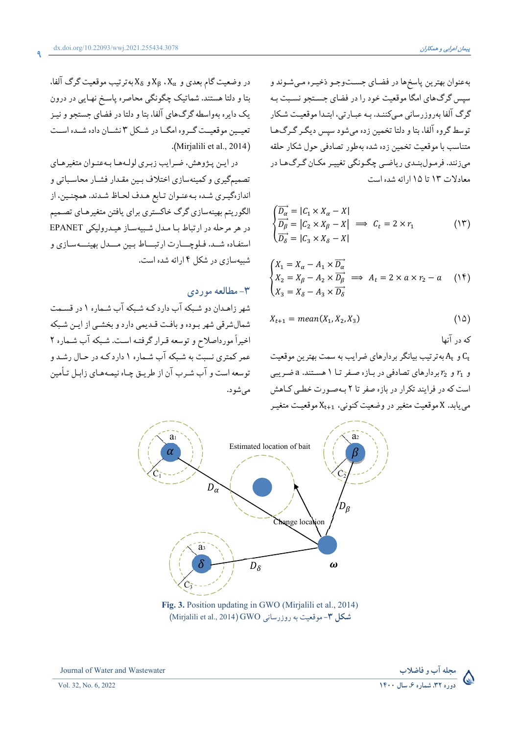به‌عنوان بهترین پاسخ‌ها در فضای جست‌وجو ذخیره می‌شوند و سپس گرگ‌های امگا موقعیت خود را در فضای جستجو نسبت به گرگ آلفا به‌روزرسانی می‌کنند. به عبارتی، ابتدا موقعیت شکار توسط گروه آلفا، بتا و دلتا تخمین زده می‌شود سپس دیگر گرگ‌ها متناسب با موقعیت تخمین زده شده به‌طور تصادفی حول شکار حلقه می‌زنند. فرمول‌بندی ریاضی چگونگی تغییر مکان گرگ‌ها در معادلات ۱۳ تا ۱۵ ارائه شده است

$$\begin{cases} \overrightarrow{D_\alpha} = |C_1 \times X_\alpha - X| \\ \overrightarrow{D_\beta} = |C_2 \times X_\beta - X| \\ \overrightarrow{D_\delta} = |C_3 \times X_\delta - X| \end{cases} \implies C_t = 2 \times r_1 \qquad (۱۳)$$

$$\begin{cases} X_1 = X_\alpha - A_1 \times \overrightarrow{D_\alpha} \\ X_2 = X_\beta - A_2 \times \overrightarrow{D_\beta} \\ X_3 = X_\delta - A_3 \times \overrightarrow{D_\delta} \end{cases} \implies A_t = 2 \times a \times r_2 - a \qquad (۱۴)$$

$$X_{t+1} = mean(X_1, X_2, X_3) \qquad (۱۵)$$

که در آنها

$C_t$ و $A_t$ به‌ترتیب بیانگر بردارهای ضرایب به سمت بهترین موقعیت و $r_1$ و $r_2$ بردارهای تصادفی در بازه صفر تا ۱ هستند. $a$ ضریبی است که در فرایند تکرار در بازه صفر تا ۲ به‌صورت خطی کاهش می‌یابد. $X$ موقعیت متغیر در وضعیت کنونی، $X_{t+1}$ موقعیت متغیر در وضعیت گام بعدی و $X_\alpha$، $X_\beta$ و $X_\delta$ به‌ترتیب موقعیت گرگ آلفا، بتا و دلتا هستند. شماتیک چگونگی محاصره پاسخ نهایی در درون یک دایره به‌واسطه گرگ‌های آلفا، بتا و دلتا در فضای جستجو و نیز تعیین موقعیت گروه امگا در شکل ۳ نشان داده شده است (Mirjalili et al., 2014).

در این پژوهش، ضرایب زبری لوله‌ها به‌عنوان متغیرهای تصمیم‌گیری و کمینه‌سازی اختلاف بین مقدار فشار محاسباتی و اندازه‌گیری شده به‌عنوان تابع هدف لحاظ شدند. همچنین، از الگوریتم بهینه‌سازی گرگ خاکستری برای یافتن متغیرهای تصمیم در هر مرحله در ارتباط با مدل شبیه‌ساز هیدرولیکی EPANET استفاده شد. فلوچارت ارتباط بین مدل بهینه‌سازی و شبیه‌سازی در شکل ۴ ارائه شده است.

## ۳- مطالعه موردی

شهر زاهدان دو شبکه آب دارد که شبکه آب شماره ۱ در قسمت شمال‌شرقی شهر بوده و بافت قدیمی دارد و بخشی از این شبکه اخیراً موردِاصلاح و توسعه قرار گرفته است. شبکه آب شماره ۲ عمر کمتری نسبت به شبکه آب شماره ۱ دارد که در حال رشد و توسعه است و آب شرب آن از طریق چاه نیمه‌های زابل تأمین می‌شود.

**Fig. 3.** Position updating in GWO (Mirjalili et al., 2014)

**شکل ۳**- موقعیت به روزرسانی GWO (Mirjalili et al., 2014)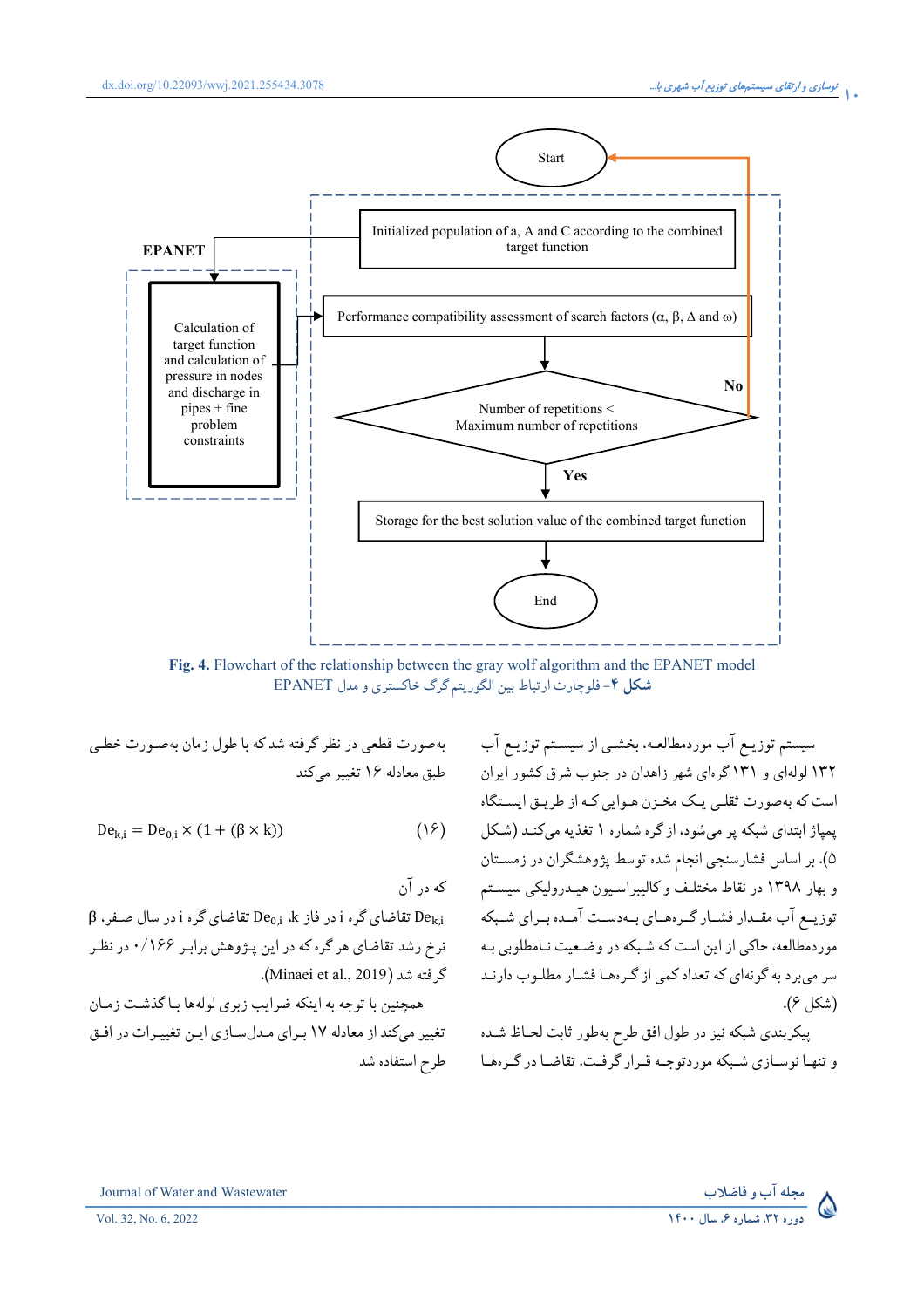Start

Initialized population of a, A and C according to the combined target function

EPANET

Calculation of target function and calculation of pressure in nodes and discharge in pipes + fine problem constraints

Performance compatibility assessment of search factors (α, β, Δ and ω)

Number of repetitions < Maximum number of repetitions

No

Yes

Storage for the best solution value of the combined target function

End

**Fig. 4.** Flowchart of the relationship between the gray wolf algorithm and the EPANET model

**شکل ۴**- فلوچارت ارتباط بین الگوریتم گرگ خاکستری و مدل EPANET

سیستم توزیع آب موردمطالعه، بخشی از سیستم توزیع آب ۱۳۲ لوله‌ای و ۱۳۱ گره‌ای شهر زاهدان در جنوب شرق کشور ایران است که به‌صورت ثقلی یک مخزن هوایی که از طریق ایستگاه پمپاژ ابتدای شبکه پر می‌شود، از گره شماره ۱ تغذیه می‌کند (شکل ۵). بر اساس فشارسنجی انجام شده توسط پژوهشگران در زمستان و بهار ۱۳۹۸ در نقاط مختلف و کالیبراسیون هیدرولیکی سیستم توزیع آب مقدار فشار گره‌های به‌دست آمده برای شبکه موردمطالعه، حاکی از این است که شبکه در وضعیت نامطلوبی به سر می‌برد به گونه‌ای که تعداد کمی از گره‌ها فشار مطلوب دارند (شکل ۶).

پیکربندی شبکه نیز در طول افق طرح به‌طور ثابت لحاظ شده و تنها نوسازی شبکه موردتوجه قرار گرفت. تقاضا در گره‌ها به‌صورت قطعی در نظر گرفته شد که با طول زمان به‌صورت خطی طبق معادله ۱۶ تغییر می‌کند

$$De_{k,i} = De_{0,i} \times (1 + (\beta \times k)) \qquad (۱۶)$$

که در آن

$De_{k,i}$ تقاضای گره i در فاز k، $De_{0,i}$ تقاضای گره i در سال صفر، β نرخ رشد تقاضای هر گره که در این پژوهش برابر ۰/۱۶۶ در نظر گرفته شد (Minaei et al., 2019).

همچنین با توجه به اینکه ضرایب زبری لوله‌ها با گذشت زمان تغییر می‌کند از معادله ۱۷ برای مدل‌سازی این تغییرات در افق طرح استفاده شد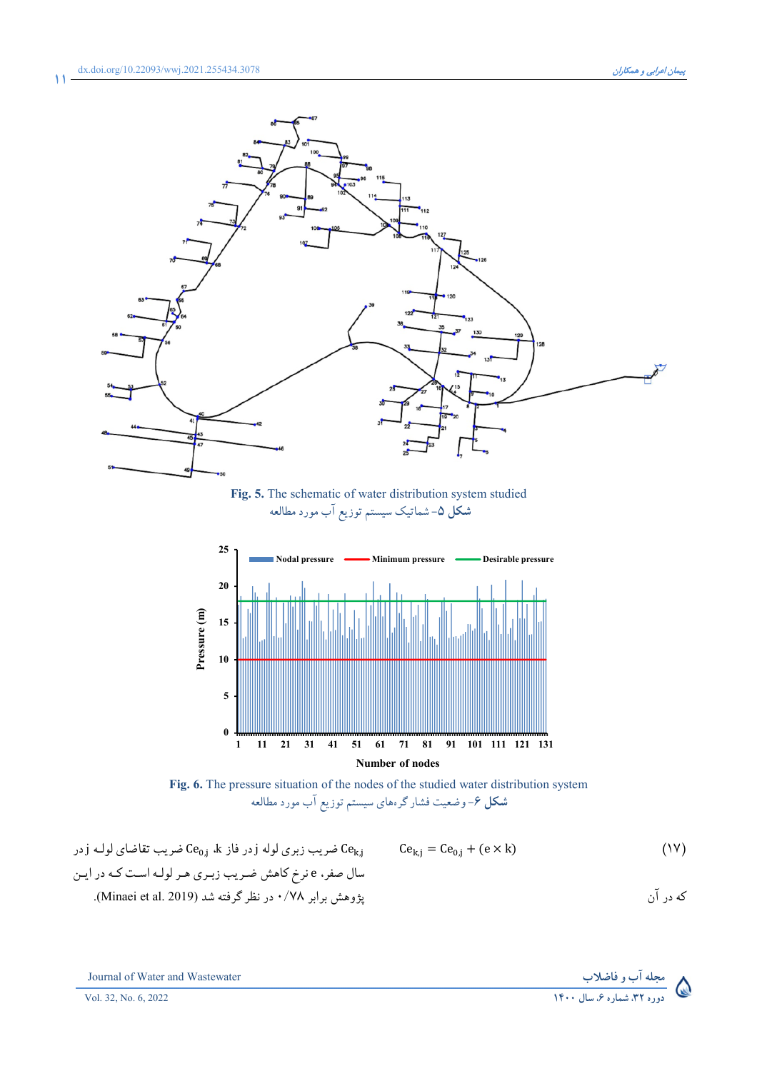Fig. 5. The schematic of water distribution system studied

شکل ۵- شماتیک سیستم توزیع آب مورد مطالعه

Fig. 6. The pressure situation of the nodes of the studied water distribution system

شکل ۶- وضعیت فشار گره‌های سیستم توزیع آب مورد مطالعه

$$Ce_{k,j} = Ce_{0,j} + (e \times k) \tag{۱۷}$$

که در آن $Ce_{k,j}$ ضریب زبری لوله در فاز k، $Ce_{0,j}$ ضریب تقاضای لوله در سال صفر، e نرخ کاهش ضریب زبری هر لوله است که در این پژوهش برابر ۰/۷۸ در نظر گرفته شد (Minaei et al. 2019).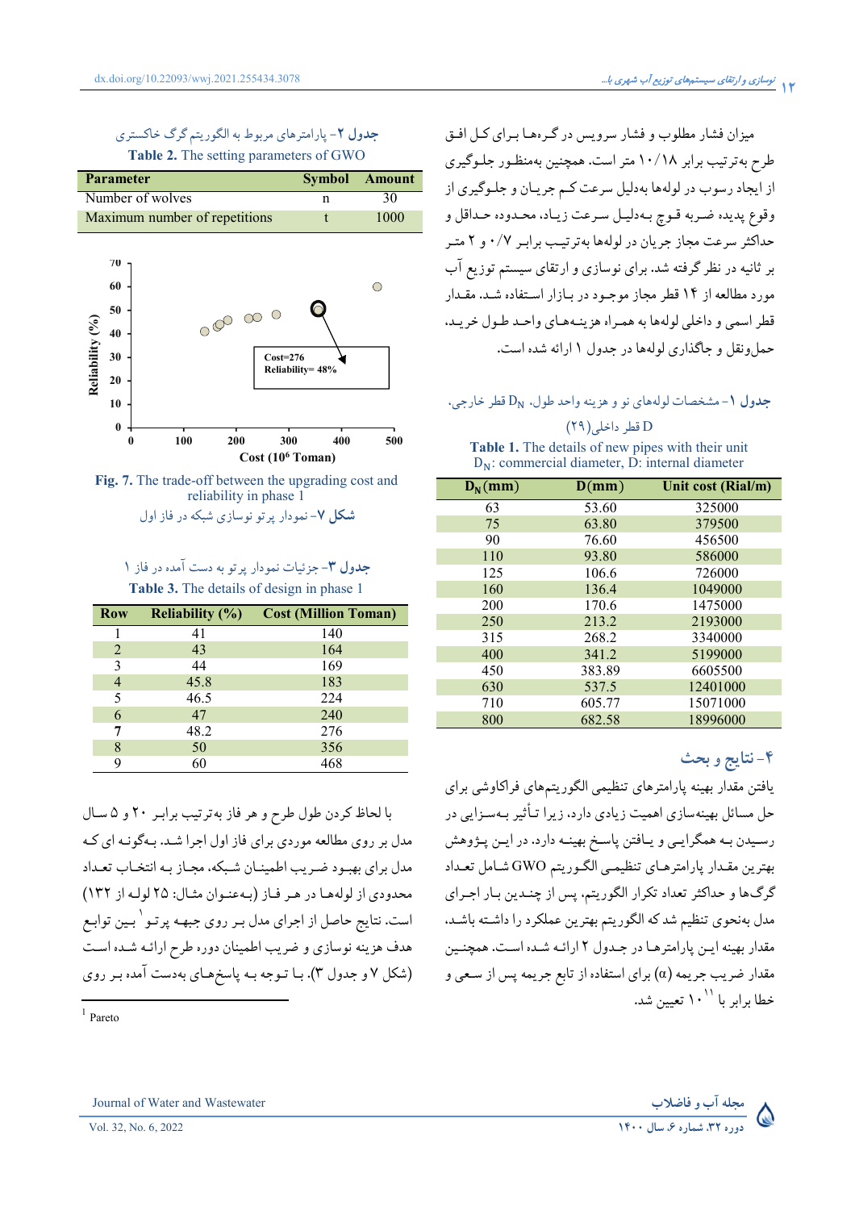میزان فشار مطلوب و فشار سرویس در گره‌ها برای کل افق طرح به‌ترتیب برابر ۱۰/۱۸ متر است. همچنین به‌منظور جلوگیری از ایجاد رسوب در لوله‌ها به‌دلیل سرعت کم جریان و جلوگیری از وقوع پدیده ضربه قوچ به‌دلیل سرعت زیاد، محدوده حداقل و حداکثر سرعت مجاز جریان در لوله‌ها به‌ترتیب برابر ۰/۷ و ۲ متر بر ثانیه در نظر گرفته شد. برای نوسازی و ارتقای سیستم توزیع آب مورد مطالعه از ۱۴ قطر مجاز موجود در بازار استفاده شد. مقدار قطر اسمی و داخلی لوله‌ها به همراه هزینه‌های واحد طول خرید، حمل‌ونقل و جاگذاری لوله‌ها در جدول ۱ ارائه شده است.

**جدول ۱**- مشخصات لوله‌های نو و هزینه واحد طول، $D_N$ قطر خارجی، D قطر داخلی (۲۹)

**Table 1.** The details of new pipes with their unit $D_N$: commercial diameter, D: internal diameter

| $D_N$(mm) | D(mm) | Unit cost (Rial/m) |
|---|---|---|
| 63 | 53.60 | 325000 |
| 75 | 63.80 | 379500 |
| 90 | 76.60 | 456500 |
| 110 | 93.80 | 586000 |
| 125 | 106.6 | 726000 |
| 160 | 136.4 | 1049000 |
| 200 | 170.6 | 1475000 |
| 250 | 213.2 | 2193000 |
| 315 | 268.2 | 3340000 |
| 400 | 341.2 | 5199000 |
| 450 | 383.89 | 6605500 |
| 630 | 537.5 | 12401000 |
| 710 | 605.77 | 15071000 |
| 800 | 682.58 | 18996000 |

## ۴- نتایج و بحث

یافتن مقدار بهینه پارامترهای تنظیمی الگوریتم‌های فراکاوشی برای حل مسائل بهینه‌سازی اهمیت زیادی دارد، زیرا تأثیر به‌سزایی در رسیدن به همگرایی و یافتن پاسخ بهینه دارد. در این پژوهش بهترین مقدار پارامترهای تنظیمی الگوریتم GWO شامل تعداد گرگ‌ها و حداکثر تعداد تکرار الگوریتم، پس از چندین بار اجرای مدل به‌نحوی تنظیم شد که الگوریتم بهترین عملکرد را داشته باشد. مقدار بهینه این پارامترها در جدول ۲ ارائه شده است. همچنین مقدار ضریب جریمه (α) برای استفاده از تابع جریمه پس از سعی و خطا برابر با $10^{11}$ تعیین شد.

**جدول ۲**- پارامترهای مربوط به الگوریتم گرگ خاکستری

**Table 2.** The setting parameters of GWO

| Parameter | Symbol | Amount |
|---|---|---|
| Number of wolves | n | 30 |
| Maximum number of repetitions | t | 1000 |

**Fig. 7.** The trade-off between the upgrading cost and reliability in phase 1

**شکل ۷**- نمودار پرتو نوسازی شبکه در فاز اول

**جدول ۳**- جزئیات نمودار پرتو به دست آمده در فاز ۱

**Table 3.** The details of design in phase 1

| Row | Reliability (%) | Cost (Million Toman) |
|---|---|---|
| 1 | 41 | 140 |
| 2 | 43 | 164 |
| 3 | 44 | 169 |
| 4 | 45.8 | 183 |
| 5 | 46.5 | 224 |
| 6 | 47 | 240 |
| **7** | 48.2 | 276 |
| 8 | 50 | 356 |
| 9 | 60 | 468 |

با لحاظ کردن طول طرح و هر فاز به‌ترتیب برابر ۲۰ و ۵ سال مدل بر روی مطالعه موردی برای فاز اول اجرا شد. به‌گونه ای که مدل برای بهبود ضریب اطمینان شبکه، مجاز به انتخاب تعداد محدودی از لوله‌ها در هر فاز (به‌عنوان مثال: ۲۵ لوله از ۱۳۲) است. نتایج حاصل از اجرای مدل بر روی جبهه پرتو[1] بین توابع هدف هزینه نوسازی و ضریب اطمینان دوره طرح ارائه شده است (شکل ۷ و جدول ۳). با توجه به پاسخ‌های به‌دست آمده بر روی

---
[1] Pareto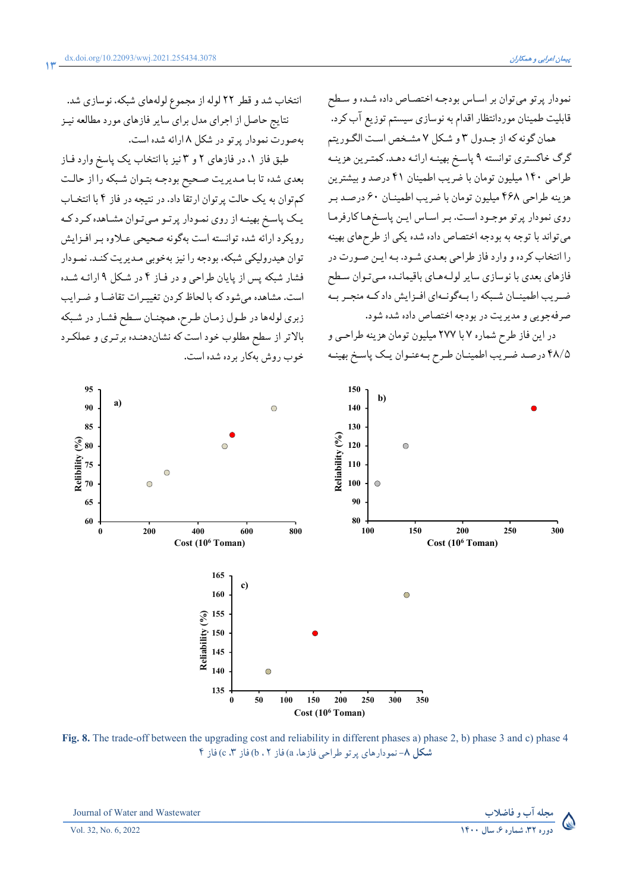نمودار پرتو می‌توان بر اساس بودجه اختصاص داده شده و سطح قابلیت طمینان موردانتظار اقدام به نوسازی سیستم توزیع آب کرد.

همان گونه که از جدول ۳ و شکل ۷ مشخص است الگوریتم گرگ خاکستری توانسته ۹ پاسخ بهینه ارائه دهد. کمترین هزینه طراحی ۱۴۰ میلیون تومان با ضریب اطمینان ۴۱ درصد و بیشترین هزینه طراحی ۴۶۸ میلیون تومان با ضریب اطمینان ۶۰ درصد بر روی نمودار پرتو موجود است. بر اساس این پاسخ‌ها کارفرما می‌تواند با توجه به بودجه اختصاص داده شده یکی از طرح‌های بهینه را انتخاب کرده و وارد فاز طراحی بعدی شود. به این صورت در فازهای بعدی با نوسازی سایر لوله‌های باقیمانده می‌توان سطح ضریب اطمینان شبکه را به‌گونه‌ای افزایش داد که منجر به صرفه‌جویی و مدیریت در بودجه اختصاص داده شده شود.

در این فاز طرح شماره ۷ با ۲۷۷ میلیون تومان هزینه طراحی و ۴۸/۵ درصد ضریب اطمینان طرح به‌عنوان یک پاسخ بهینه انتخاب شد و قطر ۲۲ لوله از مجموع لوله‌های شبکه، نوسازی شد. نتایج حاصل از اجرای مدل برای سایر فازهای مورد مطالعه نیز به‌صورت نمودار پرتو در شکل ۸ ارائه شده است.

طبق فاز ۱، در فازهای ۲ و ۳ نیز با انتخاب یک پاسخ وارد فاز بعدی شده تا با مدیریت صحیح بودجه بتوان شبکه را از حالت کم‌توان به یک حالت پرتوان ارتقا داد. در نتیجه در فاز ۴ با انتخاب یک پاسخ بهینه از روی نمودار پرتو می‌توان مشاهده کرد که رویکرد ارائه شده توانسته است به‌گونه صحیحی علاوه بر افزایش توان هیدرولیکی شبکه، بودجه را نیز به‌خوبی مدیریت کند. نمودار فشار شبکه پس از پایان طراحی و در فاز ۴ در شکل ۹ ارائه شده است. مشاهده می‌شود که با لحاظ کردن تغییرات تقاضا و ضرایب زبری لوله‌ها در طول زمان طرح، همچنان سطح فشار در شبکه بالاتر از سطح مطلوب خود است که نشان‌دهنده برتری و عملکرد خوب روش به‌کار برده شده است.

**Fig. 8.** The trade-off between the upgrading cost and reliability in different phases a) phase 2, b) phase 3 and c) phase 4

**شکل ۸**- نمودارهای پرتو طراحی فازها. a) فاز ۲، b) فاز ۳، c) فاز ۴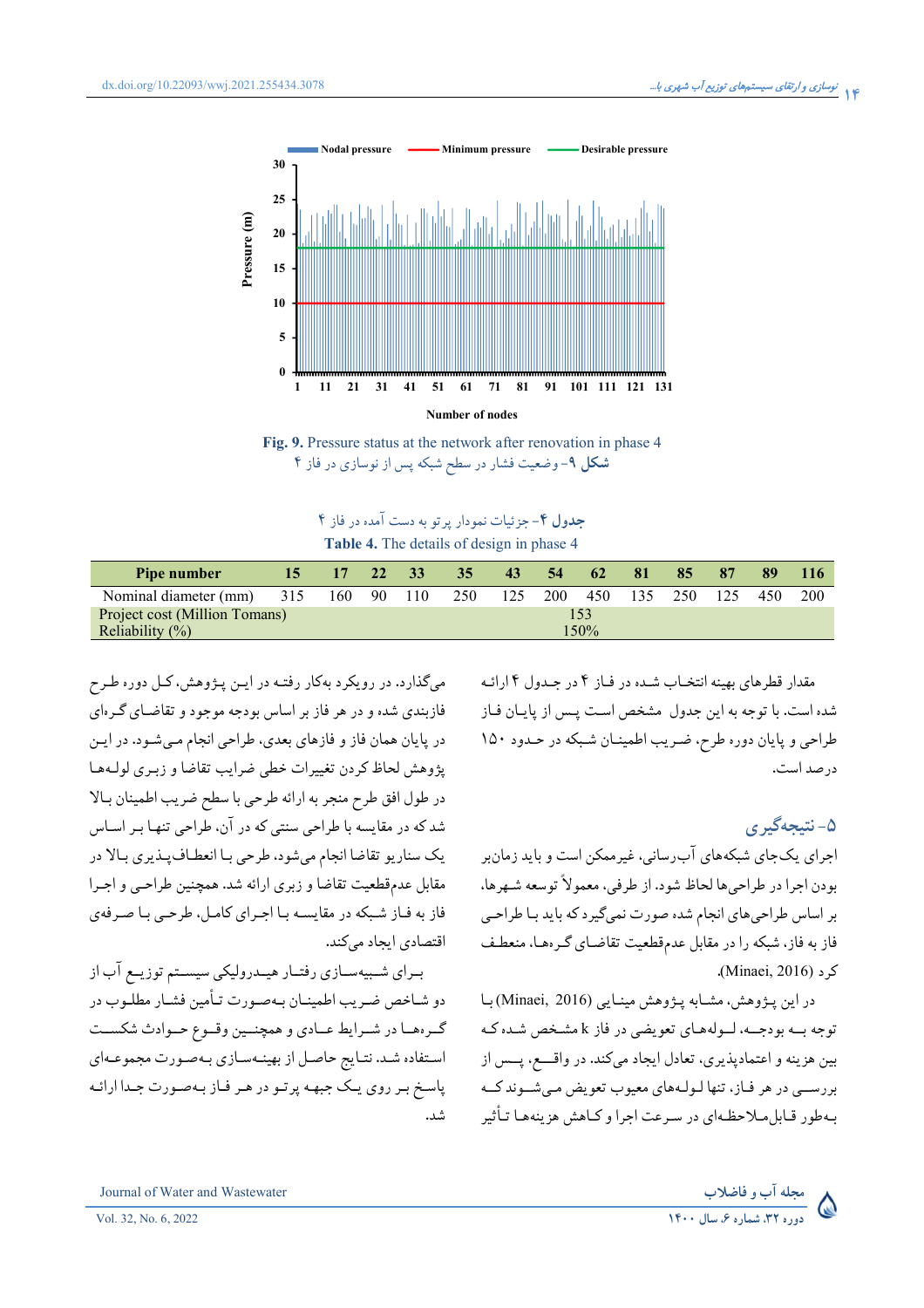Fig. 9. Pressure status at the network after renovation in phase 4

**شکل ۹**- وضعیت فشار در سطح شبکه پس از نوسازی در فاز ۴

**جدول ۴**- جزئیات نمودار پرتو به دست آمده در فاز ۴

**Table 4.** The details of design in phase 4

| Pipe number | 15 | 17 | 22 | 33 | 35 | 43 | 54 | 62 | 81 | 85 | 87 | 89 | 116 |
|---|---|---|---|---|---|---|---|---|---|---|---|---|---|
| Nominal diameter (mm) | 315 | 160 | 90 | 110 | 250 | 125 | 200 | 450 | 135 | 250 | 125 | 450 | 200 |
| Project cost (Million Tomans) | 153 | | | | | | | | | | | | |
| Reliability (%) | 150% | | | | | | | | | | | | |

مقدار قطرهای بهینه انتخاب شده در فاز ۴ در جدول ۴ ارائه شده است. با توجه به این جدول مشخص است پس از پایان فاز طراحی و پایان دوره طرح، ضریب اطمینان شبکه در حدود ۱۵۰ درصد است.

## ۵- نتیجه‌گیری

اجرای یک‌جای شبکه‌های آب‌رسانی، غیرممکن است و باید زمان‌بر بودن اجرا در طراحی‌ها لحاظ شود. از طرفی، معمولاً توسعه شهرها، بر اساس طراحی‌های انجام شده صورت نمی‌گیرد که باید با طراحی فاز به فاز، شبکه را در مقابل عدم‌قطعیت تقاضای گره‌ها، منعطف کرد (Minaei, 2016).

در این پژوهش، مشابه پژوهش مینایی (Minaei, 2016) با توجه به بودجه، لوله‌های تعویضی در فاز k مشخص شده که بین هزینه و اعتمادپذیری، تعادل ایجاد می‌کند. در واقع، پس از بررسی در هر فاز، تنها لوله‌های معیوب تعویض می‌شوند که به‌طور قابل‌ملاحظه‌ای در سرعت اجرا و کاهش هزینه‌ها تأثیر می‌گذارد. در رویکرد به‌کار رفته در این پژوهش، کل دوره طرح فازبندی شده و در هر فاز بر اساس بودجه موجود و تقاضای گره‌ای در پایان همان فاز و فازهای بعدی، طراحی انجام می‌شود. در این پژوهش لحاظ کردن تغییرات خطی ضرایب تقاضا و زبری لوله‌ها در طول افق طرح منجر به ارائه طرحی با سطح ضریب اطمینان بالا شد که در مقایسه با طراحی سنتی که در آن، طراحی تنها بر اساس یک سناریو تقاضا انجام می‌شود، طرحی با انعطاف‌پذیری بالا در مقابل عدم‌قطعیت تقاضا و زبری ارائه شد. همچنین طراحی و اجرا فاز به فاز شبکه در مقایسه با اجرای کامل، طرحی با صرفه‌ی اقتصادی ایجاد می‌کند.

برای شبیه‌سازی رفتار هیدرولیکی سیستم توزیع آب از دو شاخص ضریب اطمینان به‌صورت تأمین فشار مطلوب در گره‌ها در شرایط عادی و همچنین وقوع حوادث شکست استفاده شد. نتایج حاصل از بهینه‌سازی به‌صورت مجموعه‌ای پاسخ بر روی یک جبهه پرتو در هر فاز به‌صورت جدا ارائه شد.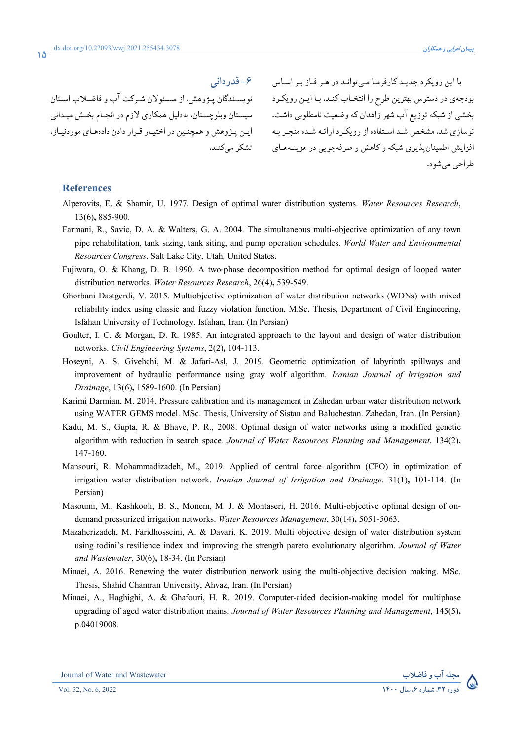با این رویکرد جدید کارفرما می‌تواند در هر فاز بر اساس بودجه‌ی در دسترس بهترین طرح را انتخاب کند. با این رویکرد بخشی از شبکه توزیع آب شهر زاهدان که وضعیت نامطلوبی داشت، نوسازی شد. مشخص شد استفاده از رویکرد ارائه شده منجر به افزایش اطمینان‌پذیری شبکه و کاهش و صرفه‌جویی در هزینه‌های طراحی می‌شود.

## ۶- قدردانی

نویسندگان پژوهش، از مسئولان شرکت آب و فاضلاب استان سیستان وبلوچستان، به‌دلیل همکاری لازم در انجام بخش میدانی این پژوهش و همچنین در اختیار قرار دادن داده‌های موردنیاز، تشکر می‌کنند.

## References

Alperovits, E. & Shamir, U. 1977. Design of optimal water distribution systems. *Water Resources Research*, 13(6), 885-900.

Farmani, R., Savic, D. A. & Walters, G. A. 2004. The simultaneous multi-objective optimization of any town pipe rehabilitation, tank sizing, tank siting, and pump operation schedules. *World Water and Environmental Resources Congress*. Salt Lake City, Utah, United States.

Fujiwara, O. & Khang, D. B. 1990. A two-phase decomposition method for optimal design of looped water distribution networks. *Water Resources Research*, 26(4), 539-549.

Ghorbani Dastgerdi, V. 2015. Multiobjective optimization of water distribution networks (WDNs) with mixed reliability index using classic and fuzzy violation function. M.Sc. Thesis, Department of Civil Engineering, Isfahan University of Technology. Isfahan, Iran. (In Persian)

Goulter, I. C. & Morgan, D. R. 1985. An integrated approach to the layout and design of water distribution networks. *Civil Engineering Systems*, 2(2), 104-113.

Hoseyni, A. S. Givehchi, M. & Jafari-Asl, J. 2019. Geometric optimization of labyrinth spillways and improvement of hydraulic performance using gray wolf algorithm. *Iranian Journal of Irrigation and Drainage*, 13(6), 1589-1600. (In Persian)

Karimi Darmian, M. 2014. Pressure calibration and its management in Zahedan urban water distribution network using WATER GEMS model. MSc. Thesis, University of Sistan and Baluchestan. Zahedan, Iran. (In Persian)

Kadu, M. S., Gupta, R. & Bhave, P. R., 2008. Optimal design of water networks using a modified genetic algorithm with reduction in search space. *Journal of Water Resources Planning and Management*, 134(2), 147-160.

Mansouri, R. Mohammadizadeh, M., 2019. Applied of central force algorithm (CFO) in optimization of irrigation water distribution network. *Iranian Journal of Irrigation and Drainage*. 31(1), 101-114. (In Persian)

Masoumi, M., Kashkooli, B. S., Monem, M. J. & Montaseri, H. 2016. Multi-objective optimal design of on-demand pressurized irrigation networks. *Water Resources Management*, 30(14), 5051-5063.

Mazaherizadeh, M. Faridhosseini, A. & Davari, K. 2019. Multi objective design of water distribution system using todini's resilience index and improving the strength pareto evolutionary algorithm. *Journal of Water and Wastewater*, 30(6), 18-34. (In Persian)

Minaei, A. 2016. Renewing the water distribution network using the multi-objective decision making. MSc. Thesis, Shahid Chamran University, Ahvaz, Iran. (In Persian)

Minaei, A., Haghighi, A. & Ghafouri, H. R. 2019. Computer-aided decision-making model for multiphase upgrading of aged water distribution mains. *Journal of Water Resources Planning and Management*, 145(5), p.04019008.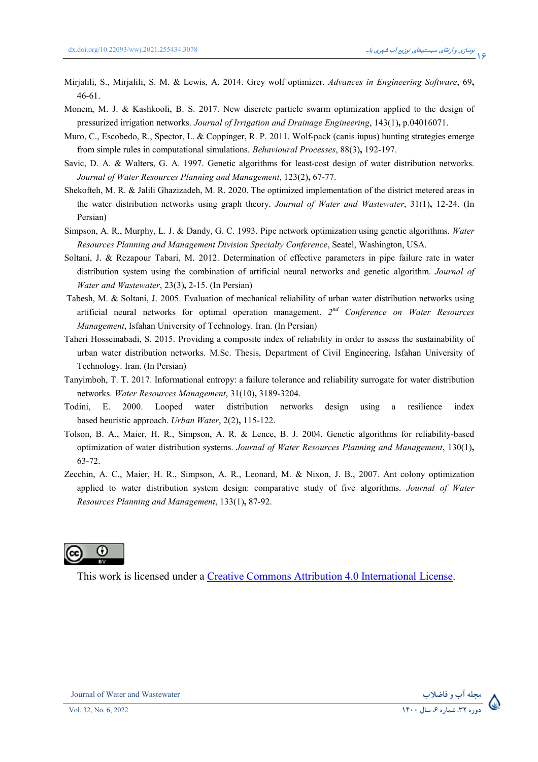Mirjalili, S., Mirjalili, S. M. & Lewis, A. 2014. Grey wolf optimizer. *Advances in Engineering Software*, 69**,** 46-61.

Monem, M. J. & Kashkooli, B. S. 2017. New discrete particle swarm optimization applied to the design of pressurized irrigation networks. *Journal of Irrigation and Drainage Engineering*, 143(1)**,** p.04016071.

Muro, C., Escobedo, R., Spector, L. & Coppinger, R. P. 2011. Wolf-pack (canis iupus) hunting strategies emerge from simple rules in computational simulations. *Behavioural Processes*, 88(3)**,** 192-197.

Savic, D. A. & Walters, G. A. 1997. Genetic algorithms for least-cost design of water distribution networks. *Journal of Water Resources Planning and Management*, 123(2)**,** 67-77.

Shekofteh, M. R. & Jalili Ghazizadeh, M. R. 2020. The optimized implementation of the district metered areas in the water distribution networks using graph theory. *Journal of Water and Wastewater*, 31(1)**,** 12-24. (In Persian)

Simpson, A. R., Murphy, L. J. & Dandy, G. C. 1993. Pipe network optimization using genetic algorithms. *Water Resources Planning and Management Division Specialty Conference*, Seatel, Washington, USA.

Soltani, J. & Rezapour Tabari, M. 2012. Determination of effective parameters in pipe failure rate in water distribution system using the combination of artificial neural networks and genetic algorithm. *Journal of Water and Wastewater*, 23(3)**,** 2-15. (In Persian)

Tabesh, M. & Soltani, J. 2005. Evaluation of mechanical reliability of urban water distribution networks using artificial neural networks for optimal operation management. *2nd Conference on Water Resources Management*, Isfahan University of Technology. Iran. (In Persian)

Taheri Hosseinabadi, S. 2015. Providing a composite index of reliability in order to assess the sustainability of urban water distribution networks. M.Sc. Thesis, Department of Civil Engineering, Isfahan University of Technology. Iran. (In Persian)

Tanyimboh, T. T. 2017. Informational entropy: a failure tolerance and reliability surrogate for water distribution networks. *Water Resources Management*, 31(10)**,** 3189-3204.

Todini, E. 2000. Looped water distribution networks design using a resilience index based heuristic approach. *Urban Water*, 2(2)**,** 115-122.

Tolson, B. A., Maier, H. R., Simpson, A. R. & Lence, B. J. 2004. Genetic algorithms for reliability-based optimization of water distribution systems. *Journal of Water Resources Planning and Management*, 130(1)**,** 63-72.

Zecchin, A. C., Maier, H. R., Simpson, A. R., Leonard, M. & Nixon, J. B., 2007. Ant colony optimization applied to water distribution system design: comparative study of five algorithms. *Journal of Water Resources Planning and Management*, 133(1)**,** 87-92.

This work is licensed under a Creative Commons Attribution 4.0 International License.